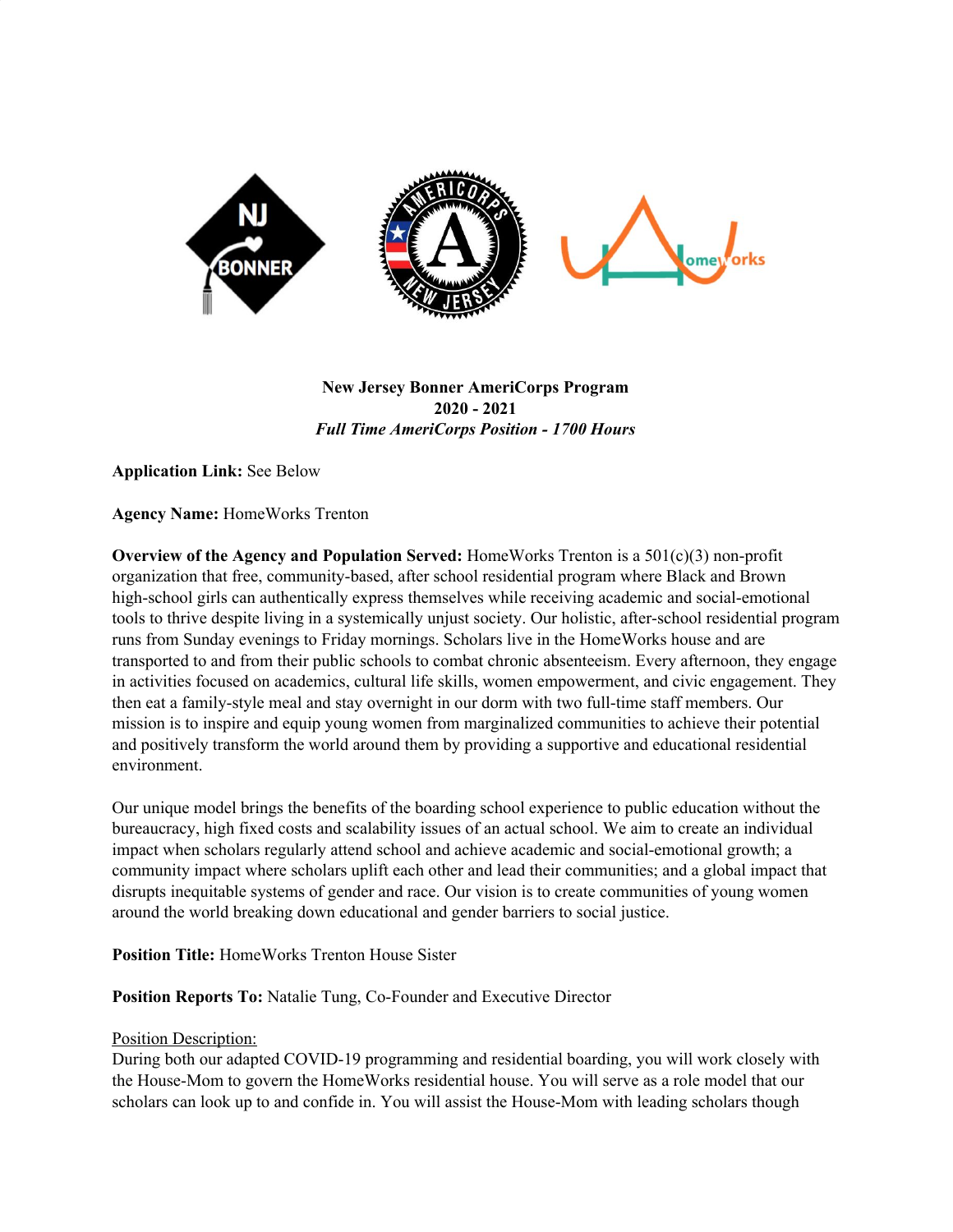**New Jersey Bonner AmeriCorps Program**
**2020 - 2021**
***Full Time AmeriCorps Position - 1700 Hours***

**Application Link:** See Below

**Agency Name:** HomeWorks Trenton

**Overview of the Agency and Population Served:** HomeWorks Trenton is a 501(c)(3) non-profit organization that free, community-based, after school residential program where Black and Brown high-school girls can authentically express themselves while receiving academic and social-emotional tools to thrive despite living in a systemically unjust society. Our holistic, after-school residential program runs from Sunday evenings to Friday mornings. Scholars live in the HomeWorks house and are transported to and from their public schools to combat chronic absenteeism. Every afternoon, they engage in activities focused on academics, cultural life skills, women empowerment, and civic engagement. They then eat a family-style meal and stay overnight in our dorm with two full-time staff members. Our mission is to inspire and equip young women from marginalized communities to achieve their potential and positively transform the world around them by providing a supportive and educational residential environment.

Our unique model brings the benefits of the boarding school experience to public education without the bureaucracy, high fixed costs and scalability issues of an actual school. We aim to create an individual impact when scholars regularly attend school and achieve academic and social-emotional growth; a community impact where scholars uplift each other and lead their communities; and a global impact that disrupts inequitable systems of gender and race. Our vision is to create communities of young women around the world breaking down educational and gender barriers to social justice.

**Position Title:** HomeWorks Trenton House Sister

**Position Reports To:** Natalie Tung, Co-Founder and Executive Director

Position Description:
During both our adapted COVID-19 programming and residential boarding, you will work closely with the House-Mom to govern the HomeWorks residential house. You will serve as a role model that our scholars can look up to and confide in. You will assist the House-Mom with leading scholars though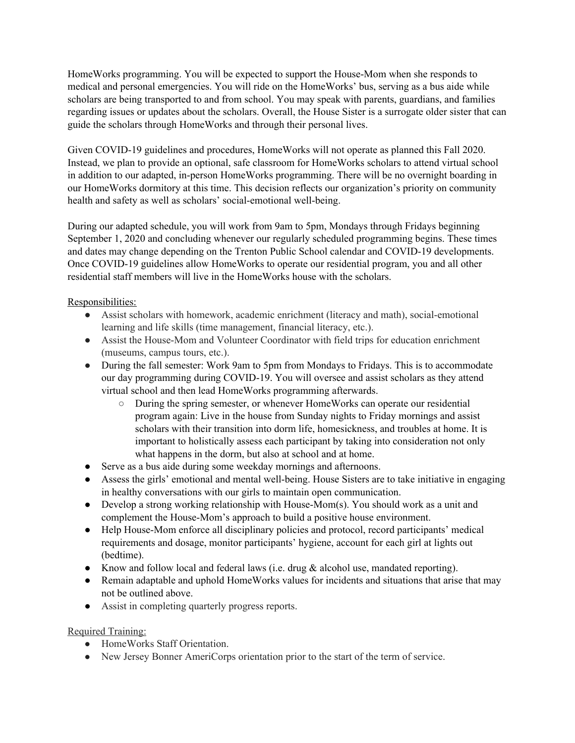HomeWorks programming. You will be expected to support the House-Mom when she responds to medical and personal emergencies. You will ride on the HomeWorks' bus, serving as a bus aide while scholars are being transported to and from school. You may speak with parents, guardians, and families regarding issues or updates about the scholars. Overall, the House Sister is a surrogate older sister that can guide the scholars through HomeWorks and through their personal lives.

Given COVID-19 guidelines and procedures, HomeWorks will not operate as planned this Fall 2020. Instead, we plan to provide an optional, safe classroom for HomeWorks scholars to attend virtual school in addition to our adapted, in-person HomeWorks programming. There will be no overnight boarding in our HomeWorks dormitory at this time. This decision reflects our organization's priority on community health and safety as well as scholars' social-emotional well-being.

During our adapted schedule, you will work from 9am to 5pm, Mondays through Fridays beginning September 1, 2020 and concluding whenever our regularly scheduled programming begins. These times and dates may change depending on the Trenton Public School calendar and COVID-19 developments. Once COVID-19 guidelines allow HomeWorks to operate our residential program, you and all other residential staff members will live in the HomeWorks house with the scholars.

Responsibilities:

- Assist scholars with homework, academic enrichment (literacy and math), social-emotional learning and life skills (time management, financial literacy, etc.).
- Assist the House-Mom and Volunteer Coordinator with field trips for education enrichment (museums, campus tours, etc.).
- During the fall semester: Work 9am to 5pm from Mondays to Fridays. This is to accommodate our day programming during COVID-19. You will oversee and assist scholars as they attend virtual school and then lead HomeWorks programming afterwards.
  - During the spring semester, or whenever HomeWorks can operate our residential program again: Live in the house from Sunday nights to Friday mornings and assist scholars with their transition into dorm life, homesickness, and troubles at home. It is important to holistically assess each participant by taking into consideration not only what happens in the dorm, but also at school and at home.
- Serve as a bus aide during some weekday mornings and afternoons.
- Assess the girls' emotional and mental well-being. House Sisters are to take initiative in engaging in healthy conversations with our girls to maintain open communication.
- Develop a strong working relationship with House-Mom(s). You should work as a unit and complement the House-Mom's approach to build a positive house environment.
- Help House-Mom enforce all disciplinary policies and protocol, record participants' medical requirements and dosage, monitor participants' hygiene, account for each girl at lights out (bedtime).
- Know and follow local and federal laws (i.e. drug & alcohol use, mandated reporting).
- Remain adaptable and uphold HomeWorks values for incidents and situations that arise that may not be outlined above.
- Assist in completing quarterly progress reports.

Required Training:

- HomeWorks Staff Orientation.
- New Jersey Bonner AmeriCorps orientation prior to the start of the term of service.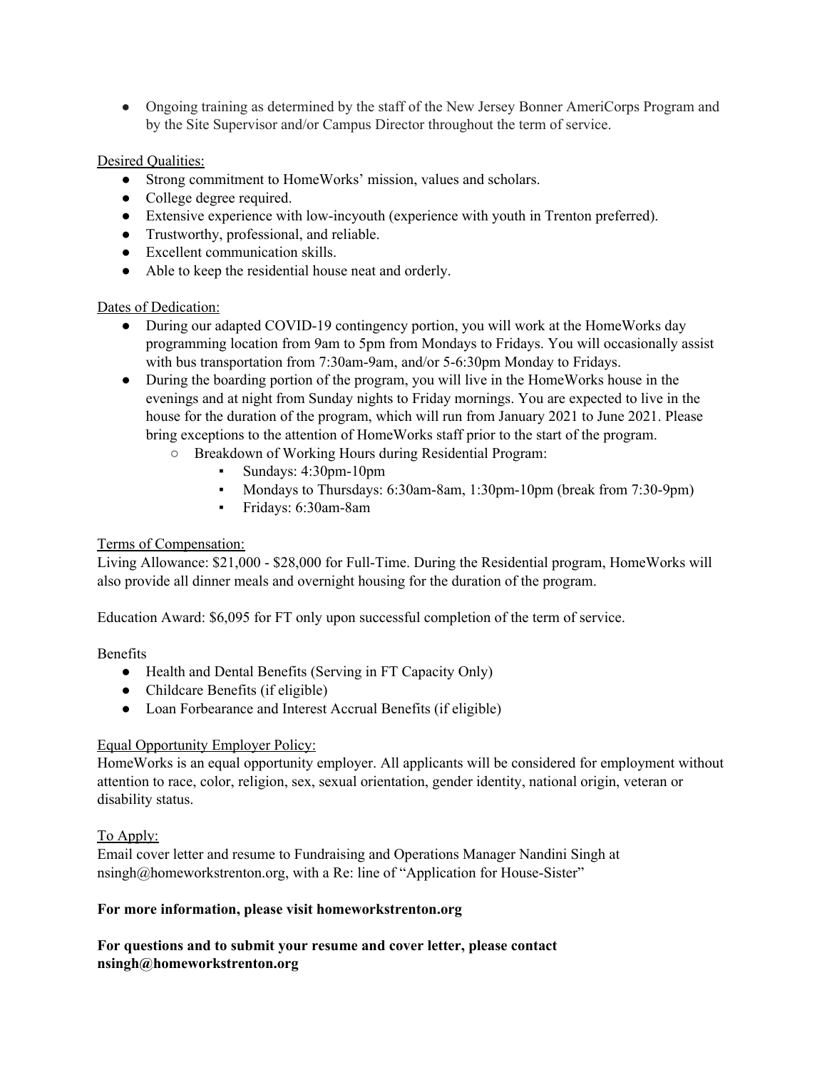- Ongoing training as determined by the staff of the New Jersey Bonner AmeriCorps Program and by the Site Supervisor and/or Campus Director throughout the term of service.

Desired Qualities:

- Strong commitment to HomeWorks' mission, values and scholars.
- College degree required.
- Extensive experience with low-incyouth (experience with youth in Trenton preferred).
- Trustworthy, professional, and reliable.
- Excellent communication skills.
- Able to keep the residential house neat and orderly.

Dates of Dedication:

- During our adapted COVID-19 contingency portion, you will work at the HomeWorks day programming location from 9am to 5pm from Mondays to Fridays. You will occasionally assist with bus transportation from 7:30am-9am, and/or 5-6:30pm Monday to Fridays.
- During the boarding portion of the program, you will live in the HomeWorks house in the evenings and at night from Sunday nights to Friday mornings. You are expected to live in the house for the duration of the program, which will run from January 2021 to June 2021. Please bring exceptions to the attention of HomeWorks staff prior to the start of the program.
  - Breakdown of Working Hours during Residential Program:
    - Sundays: 4:30pm-10pm
    - Mondays to Thursdays: 6:30am-8am, 1:30pm-10pm (break from 7:30-9pm)
    - Fridays: 6:30am-8am

Terms of Compensation:

Living Allowance: $21,000 - $28,000 for Full-Time. During the Residential program, HomeWorks will also provide all dinner meals and overnight housing for the duration of the program.

Education Award: $6,095 for FT only upon successful completion of the term of service.

Benefits

- Health and Dental Benefits (Serving in FT Capacity Only)
- Childcare Benefits (if eligible)
- Loan Forbearance and Interest Accrual Benefits (if eligible)

Equal Opportunity Employer Policy:

HomeWorks is an equal opportunity employer. All applicants will be considered for employment without attention to race, color, religion, sex, sexual orientation, gender identity, national origin, veteran or disability status.

To Apply:

Email cover letter and resume to Fundraising and Operations Manager Nandini Singh at nsingh@homeworkstrenton.org, with a Re: line of "Application for House-Sister"

**For more information, please visit homeworkstrenton.org**

**For questions and to submit your resume and cover letter, please contact nsingh@homeworkstrenton.org**